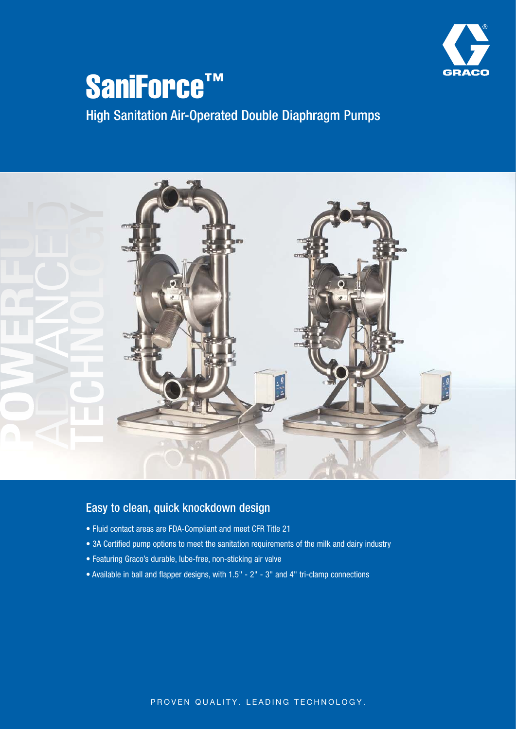# SaniForce™

## High Sanitation Air-Operated Double Diaphragm Pumps

POWERFUL ADVANCED TECHNOLOGY

### Easy to clean, quick knockdown design

- Fluid contact areas are FDA-Compliant and meet CFR Title 21
- 3A Certified pump options to meet the sanitation requirements of the milk and dairy industry
- Featuring Graco's durable, lube-free, non-sticking air valve
- Available in ball and flapper designs, with 1.5" - 2" - 3" and 4" tri-clamp connections

PROVEN QUALITY. LEADING TECHNOLOGY.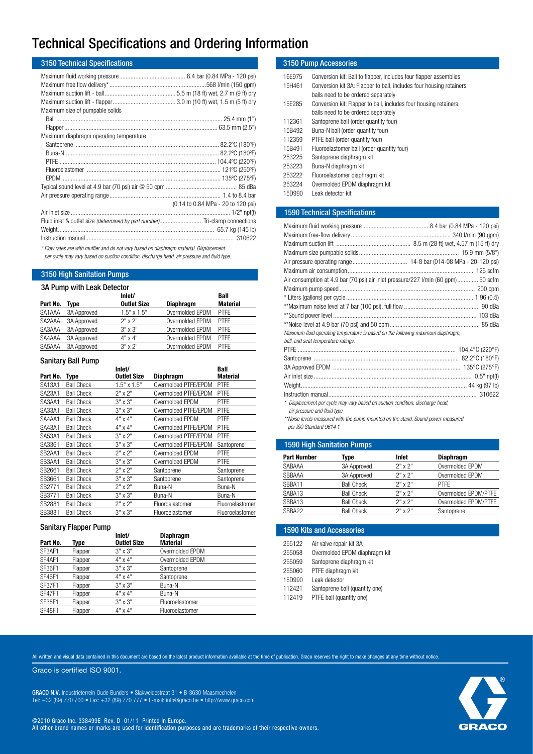# Technical Specifications and Ordering Information

## 3150 Technical Specifications

| | |
|---|---|
| Maximum fluid working pressure | 8.4 bar (0.84 MPa - 120 psi) |
| Maximum free flow delivery* | 568 l/min (150 gpm) |
| Maximum suction lift - ball | 5.5 m (18 ft) wet, 2.7 m (9 ft) dry |
| Maximum suction lift - flapper | 3.0 m (10 ft) wet, 1.5 m (5 ft) dry |
| Maximum size of pumpable solids | |
| Ball | 25.4 mm (1") |
| Flapper | 63.5 mm (2.5") |
| Maximum diaphragm operating temperature | |
| Santoprene | 82.2ºC (180ºF) |
| Buna-N | 82.2ºC (180ºF) |
| PTFE | 104.4ºC (220ºF) |
| Fluoroelastomer | 121ºC (250ºF) |
| EPDM | 135ºC (275ºF) |
| Typical sound level at 4.9 bar (70 psi) air @ 50 cpm | 85 dBa |
| Air pressure operating range | 1.4 to 8.4 bar (0.14 to 0.84 MPa - 20 to 120 psi) |
| Air inlet size | 1/2" npt(f) |
| Fluid inlet & outlet size *(determined by part number)* | Tri-clamp connections |
| Weight | 65.7 kg (145 lb) |
| Instruction manual | 310622 |

*\* Flow rates are with muffler and do not vary based on diaphragm material. Displacement per cycle may vary based on suction condition, discharge head, air pressure and fluid type.*

## 3150 High Sanitation Pumps

### 3A Pump with Leak Detector

| Part No. | Type | Inlet/ Outlet Size | Diaphragm | Ball Material |
|---|---|---|---|---|
| SA1AAA | 3A Approved | 1.5" x 1.5" | Overmolded EPDM | PTFE |
| SA2AAA | 3A Approved | 2" x 2" | Overmolded EPDM | PTFE |
| SA3AAA | 3A Approved | 3" x 3" | Overmolded EPDM | PTFE |
| SA4AAA | 3A Approved | 4" x 4" | Overmolded EPDM | PTFE |
| SA5AAA | 3A Approved | 3" x 2" | Overmolded EPDM | PTFE |

### Sanitary Ball Pump

| Part No. | Type | Inlet/ Outlet Size | Diaphragm | Ball Material |
|---|---|---|---|---|
| SA13A1 | Ball Check | 1.5" x 1.5" | Overmolded PTFE/EPDM | PTFE |
| SA23A1 | Ball Check | 2" x 2" | Overmolded PTFE/EPDM | PTFE |
| SA3AA1 | Ball Check | 3" x 3" | Overmolded EPDM | PTFE |
| SA33A1 | Ball Check | 3" x 3" | Overmolded PTFE/EPDM | PTFE |
| SA4AA1 | Ball Check | 4" x 4" | Overmolded EPDM | PTFE |
| SA43A1 | Ball Check | 4" x 4" | Overmolded PTFE/EPDM | PTFE |
| SA53A1 | Ball Check | 3" x 2" | Overmolded PTFE/EPDM | PTFE |
| SA3361 | Ball Check | 3" x 3" | Overmolded PTFE/EPDM | Santoprene |
| SB2AA1 | Ball Check | 2" x 2" | Overmolded EPDM | PTFE |
| SB3AA1 | Ball Check | 3" x 3" | Overmolded EPDM | PTFE |
| SB2661 | Ball Check | 2" x 2" | Santoprene | Santoprene |
| SB3661 | Ball Check | 3" x 3" | Santoprene | Santoprene |
| SB2771 | Ball Check | 2" x 2" | Buna-N | Buna-N |
| SB3771 | Ball Check | 3" x 3" | Buna-N | Buna-N |
| SB2881 | Ball Check | 2" x 2" | Fluoroelastomer | Fluoroelastomer |
| SB3881 | Ball Check | 3" x 3" | Fluoroelastomer | Fluoroelastomer |

### Sanitary Flapper Pump

| Part No. | Type | Inlet/ Outlet Size | Diaphragm Material |
|---|---|---|---|
| SF3AF1 | Flapper | 3" x 3" | Overmolded EPDM |
| SF4AF1 | Flapper | 4" x 4" | Overmolded EPDM |
| SF36F1 | Flapper | 3" x 3" | Santoprene |
| SF46F1 | Flapper | 4" x 4" | Santoprene |
| SF37F1 | Flapper | 3" x 3" | Buna-N |
| SF47F1 | Flapper | 4" x 4" | Buna-N |
| SF38F1 | Flapper | 3" x 3" | Fluoroelastomer |
| SF48F1 | Flapper | 4" x 4" | Fluoroelastomer |

## 3150 Pump Accessories

| | |
|---|---|
| 16E975 | Conversion kit: Ball to flapper, includes four flapper assemblies |
| 15H461 | Conversion kit 3A: Flapper to ball, includes four housing retainers; balls need to be ordered separately |
| 15E285 | Conversion kit: Flapper to ball, includes four housing retainers; balls need to be ordered separately |
| 112361 | Santoprene ball (order quantity four) |
| 15B492 | Buna-N ball (order quantity four) |
| 112359 | PTFE ball (order quantity four) |
| 15B491 | Fluoroelastomer ball (order quantity four) |
| 253225 | Santoprene diaphragm kit |
| 253223 | Buna-N diaphragm kit |
| 253222 | Fluoroelastomer diaphragm kit |
| 253224 | Overmolded EPDM diaphragm kit |
| 15D990 | Leak detector kit |

## 1590 Technical Specifications

| | |
|---|---|
| Maximum fluid working pressure | 8.4 bar (0.84 MPa - 120 psi) |
| Maximum free-flow delivery | 340 l/min (90 gpm) |
| Maximum suction lift | 8.5 m (28 ft) wet, 4.57 m (15 ft) dry |
| Maximum size pumpable solids | 15.9 mm (5/8") |
| Air pressure operating range | 14-8 bar (014-08 MPa - 20-120 psi) |
| Maximum air consumption | 125 scfm |
| Air consumption at 4.9 bar (70 psi) air inlet pressure/227 l/min (60 gpm) | 50 scfm |
| Maximum pump speed | 200 cpm |
| * Liters (gallons) per cycle | 1.96 (0.5) |
| **Maximum noise level at 7 bar (100 psi), full flow | 90 dBa |
| **Sound power level | 103 dBa |
| **Noise level at 4.9 bar (70 psi) and 50 cpm | 85 dBa |
| *Maximum fluid operating temperature is based on the following maximum diaphragm, ball, and seat temperature ratings.* | |
| PTFE | 104.4°C (220°F) |
| Santoprene | 82.2°C (180°F) |
| 3A Approved EPDM | 135°C (275°F) |
| Air inlet size | 0.5" npt(f) |
| Weight | 44 kg (97 lb) |
| Instruction manual | 310622 |

*\* Displacement per cycle may vary based on suction condition, discharge head, air pressure and fluid type*

*\*\*Noise levels measured with the pump mounted on the stand. Sound power measured per ISO Standard 9614-1*

## 1590 High Sanitation Pumps

| Part Number | Type | Inlet | Diaphragm |
|---|---|---|---|
| SABAAA | 3A Approved | 2" x 2" | Overmolded EPDM |
| SBBAAA | 3A Approved | 2" x 2" | Overmolded EPDM |
| SBBA11 | Ball Check | 2" x 2" | PTFE |
| SABA13 | Ball Check | 2" x 2" | Overmolded EPDM/PTFE |
| SBBA13 | Ball Check | 2" x 2" | Overmolded EPDM/PTFE |
| SBBA22 | Ball Check | 2" x 2" | Santoprene |

## 1590 Kits and Accessories

| | |
|---|---|
| 255122 | Air valve repair kit 3A |
| 255058 | Overmolded EPDM diaphragm kit |
| 255059 | Santoprene diaphragm kit |
| 255060 | PTFE diaphragm kit |
| 15D990 | Leak detector |
| 112421 | Santoprene ball (quantity one) |
| 112419 | PTFE ball (quantity one) |

All written and visual data contained in this document are based on the latest product information available at the time of publication. Graco reserves the right to make changes at any time without notice.

Graco is certified ISO 9001.

**GRACO N.V.** Industrieterrein Oude Bunders • Slakweidestraat 31 • B-3630 Maasmechelen
Tel: +32 (89) 770 700 • Fax: +32 (89) 770 777 • E-mail: info@graco.be • http://www.graco.com

©2010 Graco Inc. 338499E Rev. D 01/11 Printed in Europe.
All other brand names or marks are used for identification purposes and are trademarks of their respective owners.